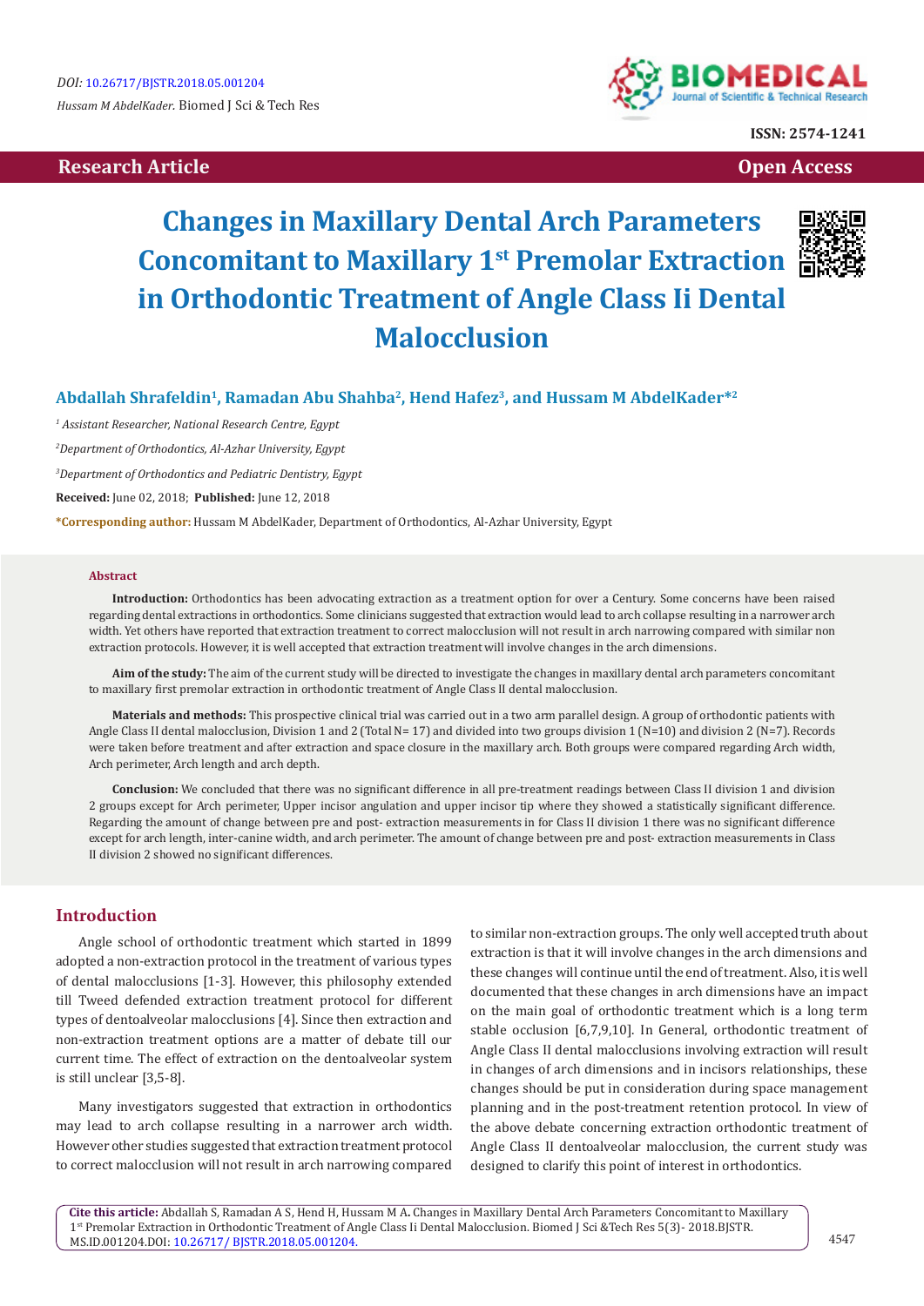DOI: 10.26717/BJSTR.2018.05.001204

Hussam M AbdelKader. Biomed J Sci & Tech Res

ISSN: 2574-1241

Research Article

Open Access

# Changes in Maxillary Dental Arch Parameters Concomitant to Maxillary 1st Premolar Extraction in Orthodontic Treatment of Angle Class Ii Dental Malocclusion

**Abdallah Shrafeldin[1], Ramadan Abu Shahba[2], Hend Hafez[3], and Hussam M AbdelKader*[2]**

[1] *Assistant Researcher, National Research Centre, Egypt*

[2] *Department of Orthodontics, Al-Azhar University, Egypt*

[3] *Department of Orthodontics and Pediatric Dentistry, Egypt*

**Received:** June 02, 2018; **Published:** June 12, 2018

***Corresponding author:** Hussam M AbdelKader, Department of Orthodontics, Al-Azhar University, Egypt

## Abstract

**Introduction:** Orthodontics has been advocating extraction as a treatment option for over a Century. Some concerns have been raised regarding dental extractions in orthodontics. Some clinicians suggested that extraction would lead to arch collapse resulting in a narrower arch width. Yet others have reported that extraction treatment to correct malocclusion will not result in arch narrowing compared with similar non extraction protocols. However, it is well accepted that extraction treatment will involve changes in the arch dimensions.

**Aim of the study:** The aim of the current study will be directed to investigate the changes in maxillary dental arch parameters concomitant to maxillary first premolar extraction in orthodontic treatment of Angle Class II dental malocclusion.

**Materials and methods:** This prospective clinical trial was carried out in a two arm parallel design. A group of orthodontic patients with Angle Class II dental malocclusion, Division 1 and 2 (Total N= 17) and divided into two groups division 1 (N=10) and division 2 (N=7). Records were taken before treatment and after extraction and space closure in the maxillary arch. Both groups were compared regarding Arch width, Arch perimeter, Arch length and arch depth.

**Conclusion:** We concluded that there was no significant difference in all pre-treatment readings between Class II division 1 and division 2 groups except for Arch perimeter, Upper incisor angulation and upper incisor tip where they showed a statistically significant difference. Regarding the amount of change between pre and post- extraction measurements in for Class II division 1 there was no significant difference except for arch length, inter-canine width, and arch perimeter. The amount of change between pre and post- extraction measurements in Class II division 2 showed no significant differences.

## Introduction

Angle school of orthodontic treatment which started in 1899 adopted a non-extraction protocol in the treatment of various types of dental malocclusions [1-3]. However, this philosophy extended till Tweed defended extraction treatment protocol for different types of dentoalveolar malocclusions [4]. Since then extraction and non-extraction treatment options are a matter of debate till our current time. The effect of extraction on the dentoalveolar system is still unclear [3,5-8].

Many investigators suggested that extraction in orthodontics may lead to arch collapse resulting in a narrower arch width. However other studies suggested that extraction treatment protocol to correct malocclusion will not result in arch narrowing compared to similar non-extraction groups. The only well accepted truth about extraction is that it will involve changes in the arch dimensions and these changes will continue until the end of treatment. Also, it is well documented that these changes in arch dimensions have an impact on the main goal of orthodontic treatment which is a long term stable occlusion [6,7,9,10]. In General, orthodontic treatment of Angle Class II dental malocclusions involving extraction will result in changes of arch dimensions and in incisors relationships, these changes should be put in consideration during space management planning and in the post-treatment retention protocol. In view of the above debate concerning extraction orthodontic treatment of Angle Class II dentoalveolar malocclusion, the current study was designed to clarify this point of interest in orthodontics.

**Cite this article:** Abdallah S, Ramadan A S, Hend H, Hussam M A. Changes in Maxillary Dental Arch Parameters Concomitant to Maxillary 1st Premolar Extraction in Orthodontic Treatment of Angle Class Ii Dental Malocclusion. Biomed J Sci &Tech Res 5(3)- 2018.BJSTR. MS.ID.001204.DOI: 10.26717/ BJSTR.2018.05.001204.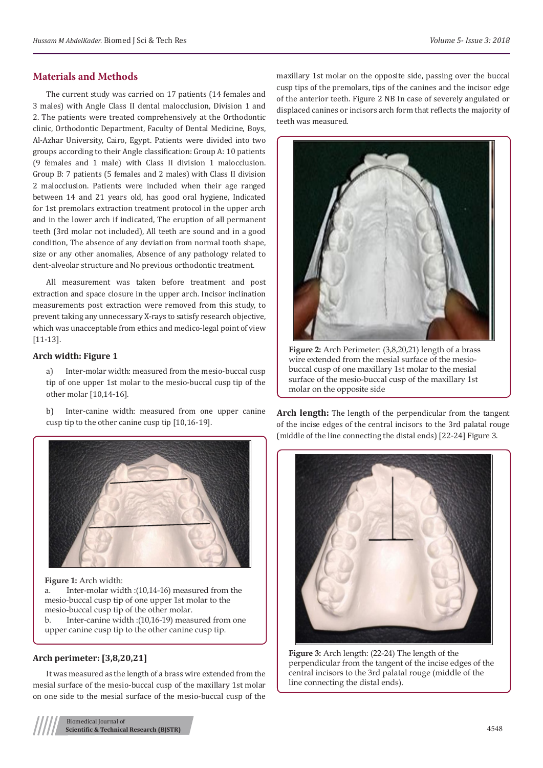## Materials and Methods

The current study was carried on 17 patients (14 females and 3 males) with Angle Class II dental malocclusion, Division 1 and 2. The patients were treated comprehensively at the Orthodontic clinic, Orthodontic Department, Faculty of Dental Medicine, Boys, Al-Azhar University, Cairo, Egypt. Patients were divided into two groups according to their Angle classification: Group A: 10 patients (9 females and 1 male) with Class II division 1 malocclusion. Group B: 7 patients (5 females and 2 males) with Class II division 2 malocclusion. Patients were included when their age ranged between 14 and 21 years old, has good oral hygiene, Indicated for 1st premolars extraction treatment protocol in the upper arch and in the lower arch if indicated, The eruption of all permanent teeth (3rd molar not included), All teeth are sound and in a good condition, The absence of any deviation from normal tooth shape, size or any other anomalies, Absence of any pathology related to dent-alveolar structure and No previous orthodontic treatment.

All measurement was taken before treatment and post extraction and space closure in the upper arch. Incisor inclination measurements post extraction were removed from this study, to prevent taking any unnecessary X-rays to satisfy research objective, which was unacceptable from ethics and medico-legal point of view [11-13].

### Arch width: Figure 1

a) Inter-molar width: measured from the mesio-buccal cusp tip of one upper 1st molar to the mesio-buccal cusp tip of the other molar [10,14-16].

b) Inter-canine width: measured from one upper canine cusp tip to the other canine cusp tip [10,16-19].

**Figure 1:** Arch width:
a. Inter-molar width :(10,14-16) measured from the mesio-buccal cusp tip of one upper 1st molar to the mesio-buccal cusp tip of the other molar.
b. Inter-canine width :(10,16-19) measured from one upper canine cusp tip to the other canine cusp tip.

### Arch perimeter: [3,8,20,21]

It was measured as the length of a brass wire extended from the mesial surface of the mesio-buccal cusp of the maxillary 1st molar on one side to the mesial surface of the mesio-buccal cusp of the maxillary 1st molar on the opposite side, passing over the buccal cusp tips of the premolars, tips of the canines and the incisor edge of the anterior teeth. Figure 2 NB In case of severely angulated or displaced canines or incisors arch form that reflects the majority of teeth was measured.

**Figure 2:** Arch Perimeter: (3,8,20,21) length of a brass wire extended from the mesial surface of the mesio-buccal cusp of one maxillary 1st molar to the mesial surface of the mesio-buccal cusp of the maxillary 1st molar on the opposite side

**Arch length:** The length of the perpendicular from the tangent of the incise edges of the central incisors to the 3rd palatal rouge (middle of the line connecting the distal ends) [22-24] Figure 3.

**Figure 3:** Arch length: (22-24) The length of the perpendicular from the tangent of the incise edges of the central incisors to the 3rd palatal rouge (middle of the line connecting the distal ends).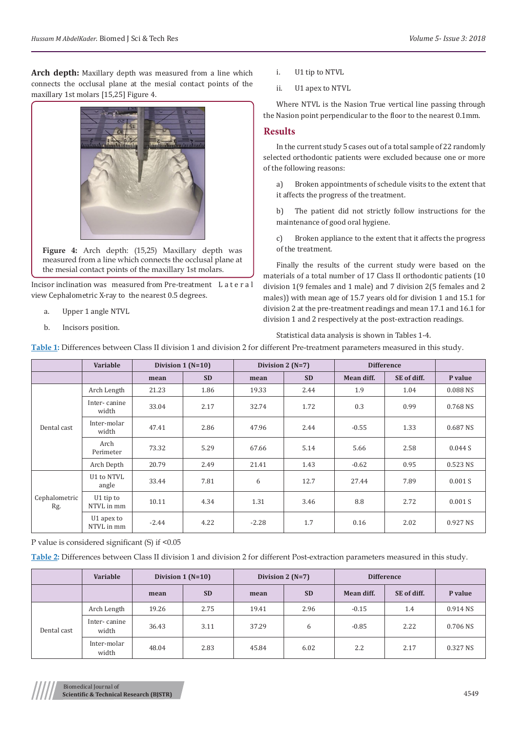**Arch depth:** Maxillary depth was measured from a line which connects the occlusal plane at the mesial contact points of the maxillary 1st molars [15,25] Figure 4.

**Figure 4:** Arch depth: (15,25) Maxillary depth was measured from a line which connects the occlusal plane at the mesial contact points of the maxillary 1st molars.

Incisor inclination was measured from Pre-treatment Lateral view Cephalometric X-ray to the nearest 0.5 degrees.

a. Upper 1 angle NTVL

b. Incisors position.

i. U1 tip to NTVL

ii. U1 apex to NTVL

Where NTVL is the Nasion True vertical line passing through the Nasion point perpendicular to the floor to the nearest 0.1mm.

## Results

In the current study 5 cases out of a total sample of 22 randomly selected orthodontic patients were excluded because one or more of the following reasons:

a) Broken appointments of schedule visits to the extent that it affects the progress of the treatment.

b) The patient did not strictly follow instructions for the maintenance of good oral hygiene.

c) Broken appliance to the extent that it affects the progress of the treatment.

Finally the results of the current study were based on the materials of a total number of 17 Class II orthodontic patients (10 division 1(9 females and 1 male) and 7 division 2(5 females and 2 males)) with mean age of 15.7 years old for division 1 and 15.1 for division 2 at the pre-treatment readings and mean 17.1 and 16.1 for division 1 and 2 respectively at the post-extraction readings.

Statistical data analysis is shown in Tables 1-4.

**Table 1:** Differences between Class II division 1 and division 2 for different Pre-treatment parameters measured in this study.

| | Variable | Division 1 (N=10) | | Division 2 (N=7) | | Difference | | |
|---|---|---|---|---|---|---|---|---|
| | | mean | SD | mean | SD | Mean diff. | SE of diff. | P value |
| Dental cast | Arch Length | 21.23 | 1.86 | 19.33 | 2.44 | 1.9 | 1.04 | 0.088 NS |
| | Inter- canine width | 33.04 | 2.17 | 32.74 | 1.72 | 0.3 | 0.99 | 0.768 NS |
| | Inter-molar width | 47.41 | 2.86 | 47.96 | 2.44 | -0.55 | 1.33 | 0.687 NS |
| | Arch Perimeter | 73.32 | 5.29 | 67.66 | 5.14 | 5.66 | 2.58 | 0.044 S |
| | Arch Depth | 20.79 | 2.49 | 21.41 | 1.43 | -0.62 | 0.95 | 0.523 NS |
| Cephalometric Rg. | U1 to NTVL angle | 33.44 | 7.81 | 6 | 12.7 | 27.44 | 7.89 | 0.001 S |
| | U1 tip to NTVL in mm | 10.11 | 4.34 | 1.31 | 3.46 | 8.8 | 2.72 | 0.001 S |
| | U1 apex to NTVL in mm | -2.44 | 4.22 | -2.28 | 1.7 | 0.16 | 2.02 | 0.927 NS |

P value is considered significant (S) if <0.05

**Table 2:** Differences between Class II division 1 and division 2 for different Post-extraction parameters measured in this study.

| | Variable | Division 1 (N=10) | | Division 2 (N=7) | | Difference | | |
|---|---|---|---|---|---|---|---|---|
| | | mean | SD | mean | SD | Mean diff. | SE of diff. | P value |
| Dental cast | Arch Length | 19.26 | 2.75 | 19.41 | 2.96 | -0.15 | 1.4 | 0.914 NS |
| | Inter- canine width | 36.43 | 3.11 | 37.29 | 6 | -0.85 | 2.22 | 0.706 NS |
| | Inter-molar width | 48.04 | 2.83 | 45.84 | 6.02 | 2.2 | 2.17 | 0.327 NS |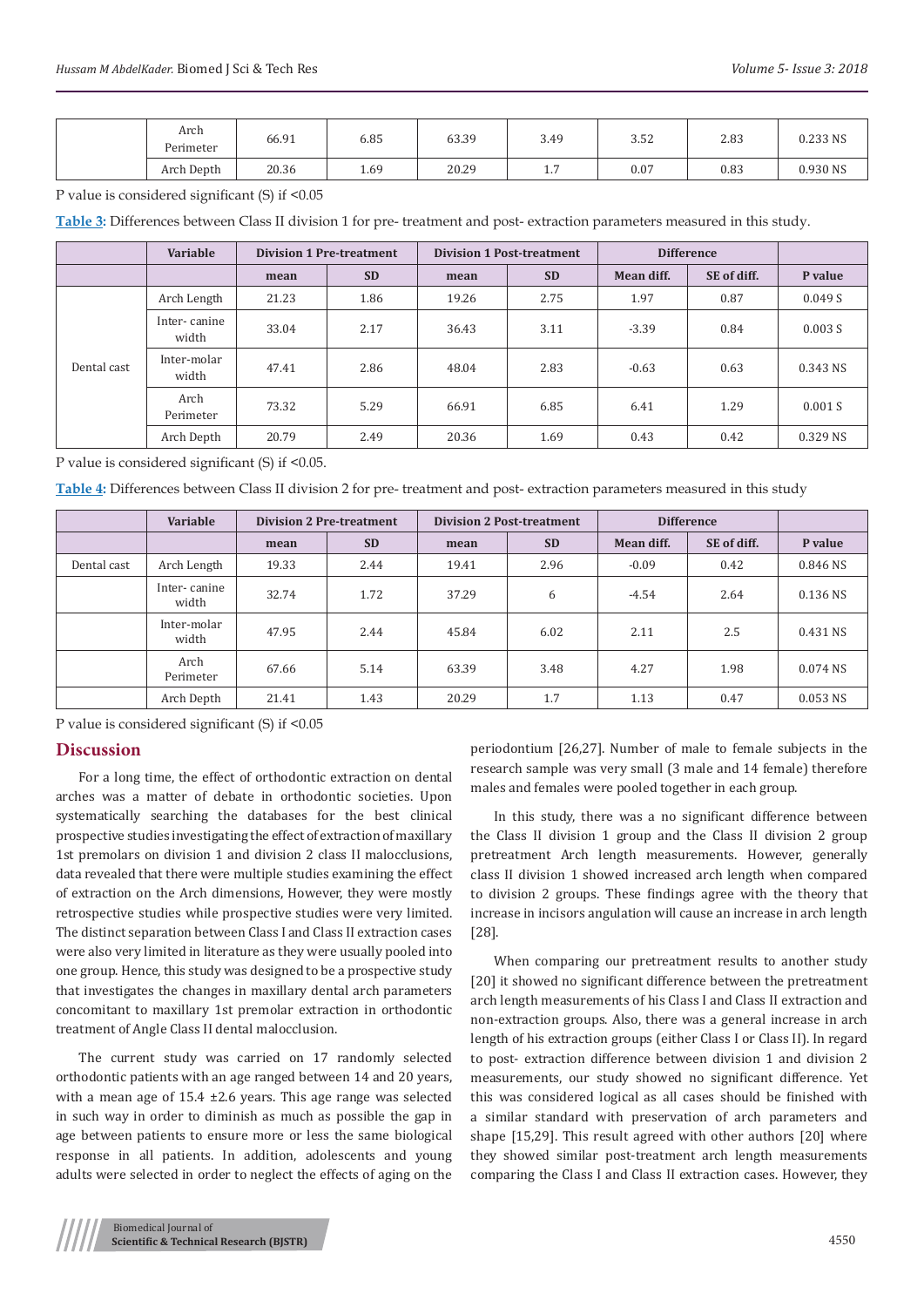|  | Arch Perimeter | 66.91 | 6.85 | 63.39 | 3.49 | 3.52 | 2.83 | 0.233 NS |
|---|---|---|---|---|---|---|---|---|
|  | Arch Depth | 20.36 | 1.69 | 20.29 | 1.7 | 0.07 | 0.83 | 0.930 NS |

P value is considered significant (S) if <0.05

**Table 3:** Differences between Class II division 1 for pre- treatment and post- extraction parameters measured in this study.

|  | Variable | Division 1 Pre-treatment |  | Division 1 Post-treatment |  | Difference |  |  |
|---|---|---|---|---|---|---|---|---|
|  |  | mean | SD | mean | SD | Mean diff. | SE of diff. | P value |
| Dental cast | Arch Length | 21.23 | 1.86 | 19.26 | 2.75 | 1.97 | 0.87 | 0.049 S |
|  | Inter- canine width | 33.04 | 2.17 | 36.43 | 3.11 | -3.39 | 0.84 | 0.003 S |
|  | Inter-molar width | 47.41 | 2.86 | 48.04 | 2.83 | -0.63 | 0.63 | 0.343 NS |
|  | Arch Perimeter | 73.32 | 5.29 | 66.91 | 6.85 | 6.41 | 1.29 | 0.001 S |
|  | Arch Depth | 20.79 | 2.49 | 20.36 | 1.69 | 0.43 | 0.42 | 0.329 NS |

P value is considered significant (S) if <0.05.

**Table 4:** Differences between Class II division 2 for pre- treatment and post- extraction parameters measured in this study

|  | Variable | Division 2 Pre-treatment |  | Division 2 Post-treatment |  | Difference |  |  |
|---|---|---|---|---|---|---|---|---|
|  |  | mean | SD | mean | SD | Mean diff. | SE of diff. | P value |
| Dental cast | Arch Length | 19.33 | 2.44 | 19.41 | 2.96 | -0.09 | 0.42 | 0.846 NS |
|  | Inter- canine width | 32.74 | 1.72 | 37.29 | 6 | -4.54 | 2.64 | 0.136 NS |
|  | Inter-molar width | 47.95 | 2.44 | 45.84 | 6.02 | 2.11 | 2.5 | 0.431 NS |
|  | Arch Perimeter | 67.66 | 5.14 | 63.39 | 3.48 | 4.27 | 1.98 | 0.074 NS |
|  | Arch Depth | 21.41 | 1.43 | 20.29 | 1.7 | 1.13 | 0.47 | 0.053 NS |

P value is considered significant (S) if <0.05

## Discussion

For a long time, the effect of orthodontic extraction on dental arches was a matter of debate in orthodontic societies. Upon systematically searching the databases for the best clinical prospective studies investigating the effect of extraction of maxillary 1st premolars on division 1 and division 2 class II malocclusions, data revealed that there were multiple studies examining the effect of extraction on the Arch dimensions, However, they were mostly retrospective studies while prospective studies were very limited. The distinct separation between Class I and Class II extraction cases were also very limited in literature as they were usually pooled into one group. Hence, this study was designed to be a prospective study that investigates the changes in maxillary dental arch parameters concomitant to maxillary 1st premolar extraction in orthodontic treatment of Angle Class II dental malocclusion.

The current study was carried on 17 randomly selected orthodontic patients with an age ranged between 14 and 20 years, with a mean age of 15.4 ±2.6 years. This age range was selected in such way in order to diminish as much as possible the gap in age between patients to ensure more or less the same biological response in all patients. In addition, adolescents and young adults were selected in order to neglect the effects of aging on the periodontium [26,27]. Number of male to female subjects in the research sample was very small (3 male and 14 female) therefore males and females were pooled together in each group.

In this study, there was a no significant difference between the Class II division 1 group and the Class II division 2 group pretreatment Arch length measurements. However, generally class II division 1 showed increased arch length when compared to division 2 groups. These findings agree with the theory that increase in incisors angulation will cause an increase in arch length [28].

When comparing our pretreatment results to another study [20] it showed no significant difference between the pretreatment arch length measurements of his Class I and Class II extraction and non-extraction groups. Also, there was a general increase in arch length of his extraction groups (either Class I or Class II). In regard to post- extraction difference between division 1 and division 2 measurements, our study showed no significant difference. Yet this was considered logical as all cases should be finished with a similar standard with preservation of arch parameters and shape [15,29]. This result agreed with other authors [20] where they showed similar post-treatment arch length measurements comparing the Class I and Class II extraction cases. However, they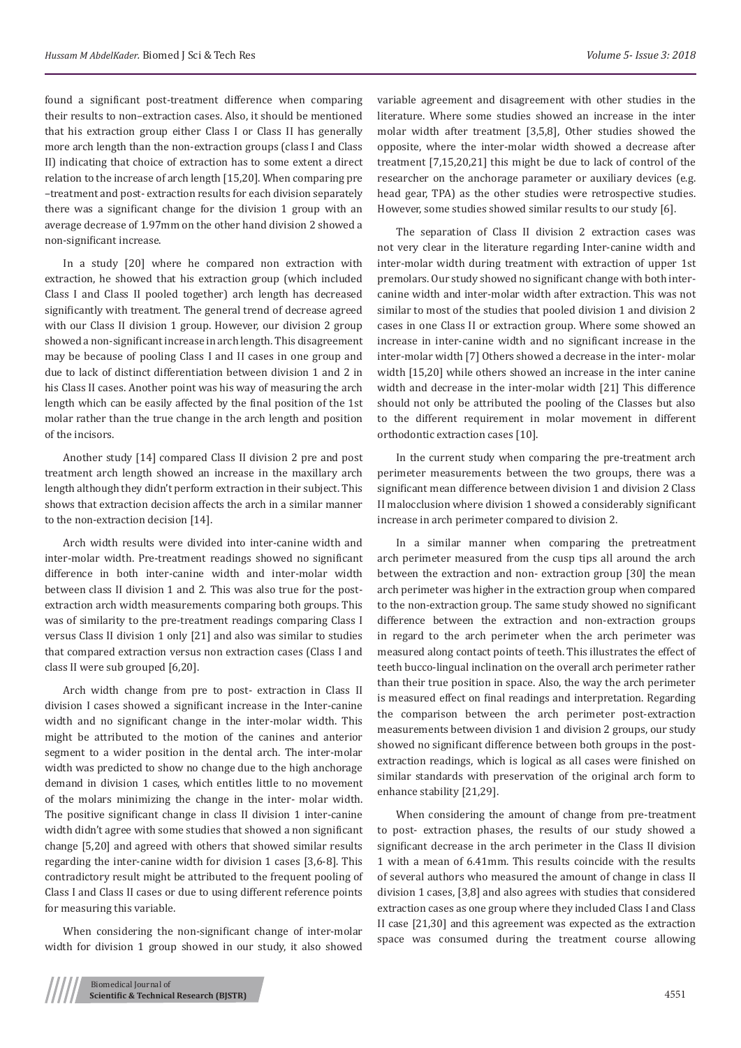found a significant post-treatment difference when comparing their results to non–extraction cases. Also, it should be mentioned that his extraction group either Class I or Class II has generally more arch length than the non-extraction groups (class I and Class II) indicating that choice of extraction has to some extent a direct relation to the increase of arch length [15,20]. When comparing pre –treatment and post- extraction results for each division separately there was a significant change for the division 1 group with an average decrease of 1.97mm on the other hand division 2 showed a non-significant increase.

In a study [20] where he compared non extraction with extraction, he showed that his extraction group (which included Class I and Class II pooled together) arch length has decreased significantly with treatment. The general trend of decrease agreed with our Class II division 1 group. However, our division 2 group showed a non-significant increase in arch length. This disagreement may be because of pooling Class I and II cases in one group and due to lack of distinct differentiation between division 1 and 2 in his Class II cases. Another point was his way of measuring the arch length which can be easily affected by the final position of the 1st molar rather than the true change in the arch length and position of the incisors.

Another study [14] compared Class II division 2 pre and post treatment arch length showed an increase in the maxillary arch length although they didn't perform extraction in their subject. This shows that extraction decision affects the arch in a similar manner to the non-extraction decision [14].

Arch width results were divided into inter-canine width and inter-molar width. Pre-treatment readings showed no significant difference in both inter-canine width and inter-molar width between class II division 1 and 2. This was also true for the post-extraction arch width measurements comparing both groups. This was of similarity to the pre-treatment readings comparing Class I versus Class II division 1 only [21] and also was similar to studies that compared extraction versus non extraction cases (Class I and class II were sub grouped [6,20].

Arch width change from pre to post- extraction in Class II division I cases showed a significant increase in the Inter-canine width and no significant change in the inter-molar width. This might be attributed to the motion of the canines and anterior segment to a wider position in the dental arch. The inter-molar width was predicted to show no change due to the high anchorage demand in division 1 cases, which entitles little to no movement of the molars minimizing the change in the inter- molar width. The positive significant change in class II division 1 inter-canine width didn't agree with some studies that showed a non significant change [5,20] and agreed with others that showed similar results regarding the inter-canine width for division 1 cases [3,6-8]. This contradictory result might be attributed to the frequent pooling of Class I and Class II cases or due to using different reference points for measuring this variable.

When considering the non-significant change of inter-molar width for division 1 group showed in our study, it also showed variable agreement and disagreement with other studies in the literature. Where some studies showed an increase in the inter molar width after treatment [3,5,8], Other studies showed the opposite, where the inter-molar width showed a decrease after treatment [7,15,20,21] this might be due to lack of control of the researcher on the anchorage parameter or auxiliary devices (e.g. head gear, TPA) as the other studies were retrospective studies. However, some studies showed similar results to our study [6].

The separation of Class II division 2 extraction cases was not very clear in the literature regarding Inter-canine width and inter-molar width during treatment with extraction of upper 1st premolars. Our study showed no significant change with both inter-canine width and inter-molar width after extraction. This was not similar to most of the studies that pooled division 1 and division 2 cases in one Class II or extraction group. Where some showed an increase in inter-canine width and no significant increase in the inter-molar width [7] Others showed a decrease in the inter- molar width [15,20] while others showed an increase in the inter canine width and decrease in the inter-molar width [21] This difference should not only be attributed the pooling of the Classes but also to the different requirement in molar movement in different orthodontic extraction cases [10].

In the current study when comparing the pre-treatment arch perimeter measurements between the two groups, there was a significant mean difference between division 1 and division 2 Class II malocclusion where division 1 showed a considerably significant increase in arch perimeter compared to division 2.

In a similar manner when comparing the pretreatment arch perimeter measured from the cusp tips all around the arch between the extraction and non- extraction group [30] the mean arch perimeter was higher in the extraction group when compared to the non-extraction group. The same study showed no significant difference between the extraction and non-extraction groups in regard to the arch perimeter when the arch perimeter was measured along contact points of teeth. This illustrates the effect of teeth bucco-lingual inclination on the overall arch perimeter rather than their true position in space. Also, the way the arch perimeter is measured effect on final readings and interpretation. Regarding the comparison between the arch perimeter post-extraction measurements between division 1 and division 2 groups, our study showed no significant difference between both groups in the post-extraction readings, which is logical as all cases were finished on similar standards with preservation of the original arch form to enhance stability [21,29].

When considering the amount of change from pre-treatment to post- extraction phases, the results of our study showed a significant decrease in the arch perimeter in the Class II division 1 with a mean of 6.41mm. This results coincide with the results of several authors who measured the amount of change in class II division 1 cases, [3,8] and also agrees with studies that considered extraction cases as one group where they included Class I and Class II case [21,30] and this agreement was expected as the extraction space was consumed during the treatment course allowing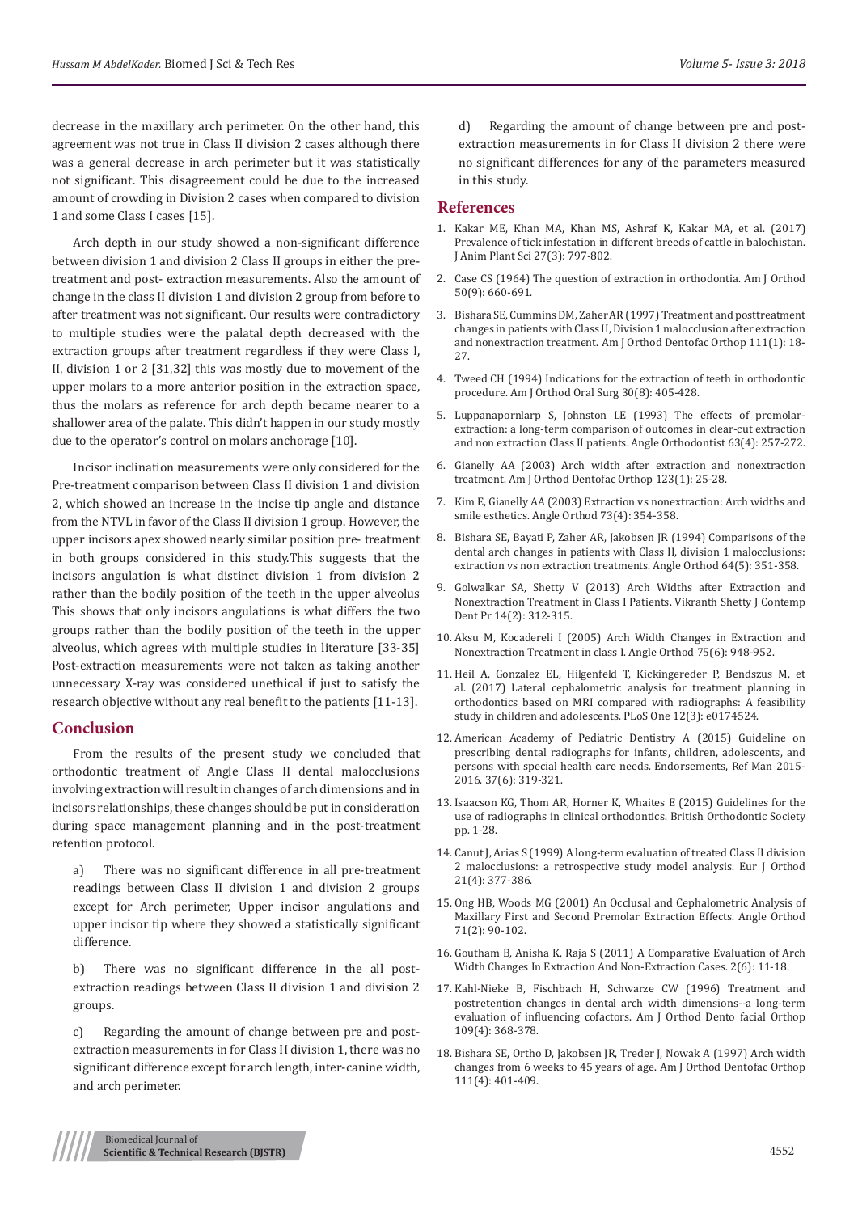decrease in the maxillary arch perimeter. On the other hand, this agreement was not true in Class II division 2 cases although there was a general decrease in arch perimeter but it was statistically not significant. This disagreement could be due to the increased amount of crowding in Division 2 cases when compared to division 1 and some Class I cases [15].

Arch depth in our study showed a non-significant difference between division 1 and division 2 Class II groups in either the pre-treatment and post- extraction measurements. Also the amount of change in the class II division 1 and division 2 group from before to after treatment was not significant. Our results were contradictory to multiple studies were the palatal depth decreased with the extraction groups after treatment regardless if they were Class I, II, division 1 or 2 [31,32] this was mostly due to movement of the upper molars to a more anterior position in the extraction space, thus the molars as reference for arch depth became nearer to a shallower area of the palate. This didn't happen in our study mostly due to the operator's control on molars anchorage [10].

Incisor inclination measurements were only considered for the Pre-treatment comparison between Class II division 1 and division 2, which showed an increase in the incise tip angle and distance from the NTVL in favor of the Class II division 1 group. However, the upper incisors apex showed nearly similar position pre- treatment in both groups considered in this study.This suggests that the incisors angulation is what distinct division 1 from division 2 rather than the bodily position of the teeth in the upper alveolus This shows that only incisors angulations is what differs the two groups rather than the bodily position of the teeth in the upper alveolus, which agrees with multiple studies in literature [33-35] Post-extraction measurements were not taken as taking another unnecessary X-ray was considered unethical if just to satisfy the research objective without any real benefit to the patients [11-13].

## Conclusion

From the results of the present study we concluded that orthodontic treatment of Angle Class II dental malocclusions involving extraction will result in changes of arch dimensions and in incisors relationships, these changes should be put in consideration during space management planning and in the post-treatment retention protocol.

a) There was no significant difference in all pre-treatment readings between Class II division 1 and division 2 groups except for Arch perimeter, Upper incisor angulations and upper incisor tip where they showed a statistically significant difference.

b) There was no significant difference in the all post-extraction readings between Class II division 1 and division 2 groups.

c) Regarding the amount of change between pre and post-extraction measurements in for Class II division 1, there was no significant difference except for arch length, inter-canine width, and arch perimeter.

d) Regarding the amount of change between pre and post-extraction measurements in for Class II division 2 there were no significant differences for any of the parameters measured in this study.

## References

1. Kakar ME, Khan MA, Khan MS, Ashraf K, Kakar MA, et al. (2017) Prevalence of tick infestation in different breeds of cattle in balochistan. J Anim Plant Sci 27(3): 797-802.
2. Case CS (1964) The question of extraction in orthodontia. Am J Orthod 50(9): 660-691.
3. Bishara SE, Cummins DM, Zaher AR (1997) Treatment and posttreatment changes in patients with Class II, Division 1 malocclusion after extraction and nonextraction treatment. Am J Orthod Dentofac Orthop 111(1): 18-27.
4. Tweed CH (1994) Indications for the extraction of teeth in orthodontic procedure. Am J Orthod Oral Surg 30(8): 405-428.
5. Luppanapornlarp S, Johnston LE (1993) The effects of premolar-extraction: a long-term comparison of outcomes in clear-cut extraction and non extraction Class II patients. Angle Orthodontist 63(4): 257-272.
6. Gianelly AA (2003) Arch width after extraction and nonextraction treatment. Am J Orthod Dentofac Orthop 123(1): 25-28.
7. Kim E, Gianelly AA (2003) Extraction vs nonextraction: Arch widths and smile esthetics. Angle Orthod 73(4): 354-358.
8. Bishara SE, Bayati P, Zaher AR, Jakobsen JR (1994) Comparisons of the dental arch changes in patients with Class II, division 1 malocclusions: extraction vs non extraction treatments. Angle Orthod 64(5): 351-358.
9. Golwalkar SA, Shetty V (2013) Arch Widths after Extraction and Nonextraction Treatment in Class I Patients. Vikranth Shetty J Contemp Dent Pr 14(2): 312-315.
10. Aksu M, Kocadereli I (2005) Arch Width Changes in Extraction and Nonextraction Treatment in class I. Angle Orthod 75(6): 948-952.
11. Heil A, Gonzalez EL, Hilgenfeld T, Kickingereder P, Bendszus M, et al. (2017) Lateral cephalometric analysis for treatment planning in orthodontics based on MRI compared with radiographs: A feasibility study in children and adolescents. PLoS One 12(3): e0174524.
12. American Academy of Pediatric Dentistry A (2015) Guideline on prescribing dental radiographs for infants, children, adolescents, and persons with special health care needs. Endorsements, Ref Man 2015-2016. 37(6): 319-321.
13. Isaacson KG, Thom AR, Horner K, Whaites E (2015) Guidelines for the use of radiographs in clinical orthodontics. British Orthodontic Society pp. 1-28.
14. Canut J, Arias S (1999) A long-term evaluation of treated Class II division 2 malocclusions: a retrospective study model analysis. Eur J Orthod 21(4): 377-386.
15. Ong HB, Woods MG (2001) An Occlusal and Cephalometric Analysis of Maxillary First and Second Premolar Extraction Effects. Angle Orthod 71(2): 90-102.
16. Goutham B, Anisha K, Raja S (2011) A Comparative Evaluation of Arch Width Changes In Extraction And Non-Extraction Cases. 2(6): 11-18.
17. Kahl-Nieke B, Fischbach H, Schwarze CW (1996) Treatment and postretention changes in dental arch width dimensions--a long-term evaluation of influencing cofactors. Am J Orthod Dento facial Orthop 109(4): 368-378.
18. Bishara SE, Ortho D, Jakobsen JR, Treder J, Nowak A (1997) Arch width changes from 6 weeks to 45 years of age. Am J Orthod Dentofac Orthop 111(4): 401-409.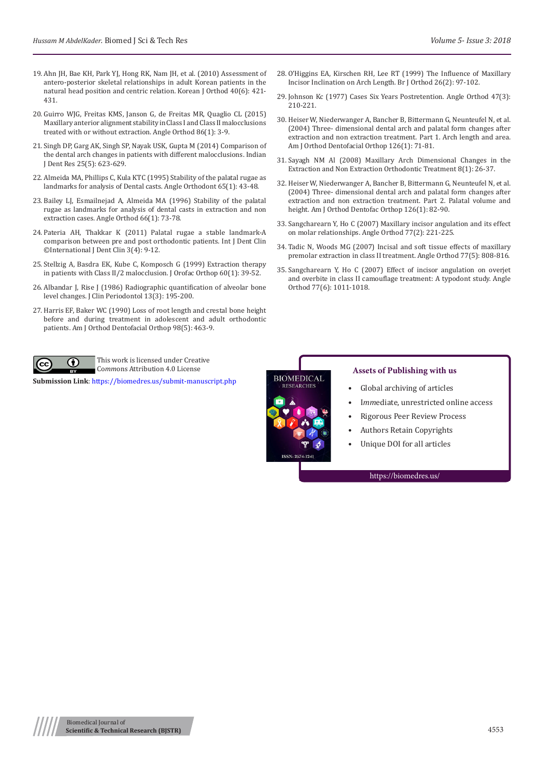19. Ahn JH, Bae KH, Park YJ, Hong RK, Nam JH, et al. (2010) Assessment of antero-posterior skeletal relationships in adult Korean patients in the natural head position and centric relation. Korean J Orthod 40(6): 421-431.
20. Guirro WJG, Freitas KMS, Janson G, de Freitas MR, Quaglio CL (2015) Maxillary anterior alignment stability in Class I and Class II malocclusions treated with or without extraction. Angle Orthod 86(1): 3-9.
21. Singh DP, Garg AK, Singh SP, Nayak USK, Gupta M (2014) Comparison of the dental arch changes in patients with different malocclusions. Indian J Dent Res 25(5): 623-629.
22. Almeida MA, Phillips C, Kula KTC (1995) Stability of the palatal rugae as landmarks for analysis of Dental casts. Angle Orthodont 65(1): 43-48.
23. Bailey LJ, Esmailnejad A, Almeida MA (1996) Stability of the palatal rugae as landmarks for analysis of dental casts in extraction and non extraction cases. Angle Orthod 66(1): 73-78.
24. Pateria AH, Thakkar K (2011) Palatal rugae a stable landmark-A comparison between pre and post orthodontic patients. Int J Dent Clin ©International J Dent Clin 3(4): 9-12.
25. Stellzig A, Basdra EK, Kube C, Komposch G (1999) Extraction therapy in patients with Class II/2 malocclusion. J Orofac Orthop 60(1): 39-52.
26. Albandar J, Rise J (1986) Radiographic quantification of alveolar bone level changes. J Clin Periodontol 13(3): 195-200.
27. Harris EF, Baker WC (1990) Loss of root length and crestal bone height before and during treatment in adolescent and adult orthodontic patients. Am J Orthod Dentofacial Orthop 98(5): 463-9.
28. O'Higgins EA, Kirschen RH, Lee RT (1999) The Influence of Maxillary Incisor Inclination on Arch Length. Br J Orthod 26(2): 97-102.
29. Johnson Kc (1977) Cases Six Years Postretention. Angle Orthod 47(3): 210-221.
30. Heiser W, Niederwanger A, Bancher B, Bittermann G, Neunteufel N, et al. (2004) Three- dimensional dental arch and palatal form changes after extraction and non extraction treatment. Part 1. Arch length and area. Am J Orthod Dentofacial Orthop 126(1): 71-81.
31. Sayagh NM Al (2008) Maxillary Arch Dimensional Changes in the Extraction and Non Extraction Orthodontic Treatment 8(1): 26-37.
32. Heiser W, Niederwanger A, Bancher B, Bittermann G, Neunteufel N, et al. (2004) Three- dimensional dental arch and palatal form changes after extraction and non extraction treatment. Part 2. Palatal volume and height. Am J Orthod Dentofac Orthop 126(1): 82-90.
33. Sangcharearn Y, Ho C (2007) Maxillary incisor angulation and its effect on molar relationships. Angle Orthod 77(2): 221-225.
34. Tadic N, Woods MG (2007) Incisal and soft tissue effects of maxillary premolar extraction in class II treatment. Angle Orthod 77(5): 808-816.
35. Sangcharearn Y, Ho C (2007) Effect of incisor angulation on overjet and overbite in class II camouflage treatment: A typodont study. Angle Orthod 77(6): 1011-1018.

This work is licensed under Creative Commons Attribution 4.0 License

**Submission Link**: https://biomedres.us/submit-manuscript.php

### Assets of Publishing with us

- Global archiving of articles
- Immediate, unrestricted online access
- Rigorous Peer Review Process
- Authors Retain Copyrights
- Unique DOI for all articles

https://biomedres.us/